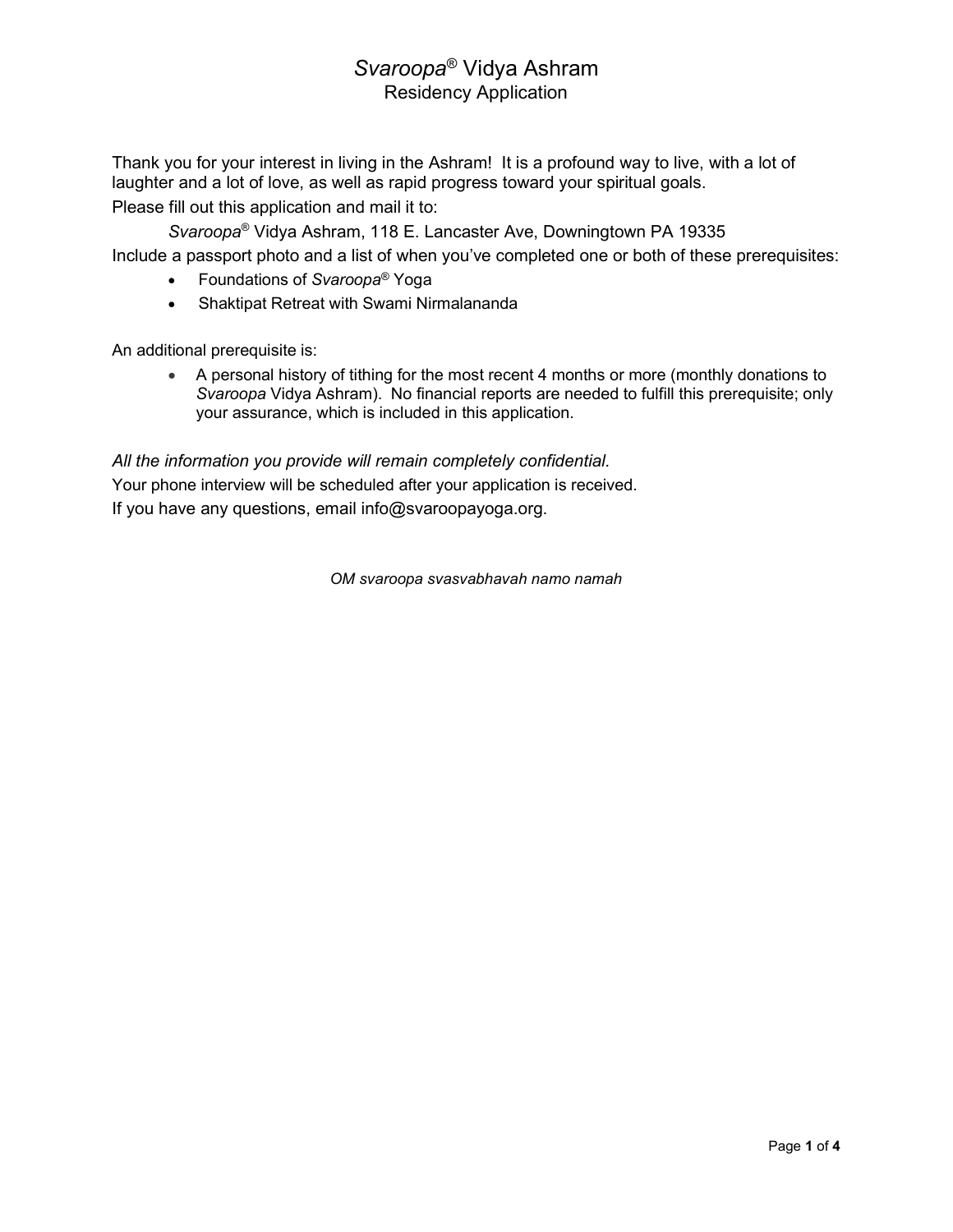# *Svaroopa*® Vidya Ashram

## Residency Application

Thank you for your interest in living in the Ashram! It is a profound way to live, with a lot of laughter and a lot of love, as well as rapid progress toward your spiritual goals.

Please fill out this application and mail it to:

> *Svaroopa*® Vidya Ashram, 118 E. Lancaster Ave, Downingtown PA 19335

Include a passport photo and a list of when you've completed one or both of these prerequisites:

- Foundations of *Svaroopa*® Yoga
- Shaktipat Retreat with Swami Nirmalananda

An additional prerequisite is:

- A personal history of tithing for the most recent 4 months or more (monthly donations to *Svaroopa* Vidya Ashram). No financial reports are needed to fulfill this prerequisite; only your assurance, which is included in this application.

*All the information you provide will remain completely confidential.*

Your phone interview will be scheduled after your application is received.

If you have any questions, email info@svaroopayoga.org.

*OM svaroopa svasvabhavah namo namah*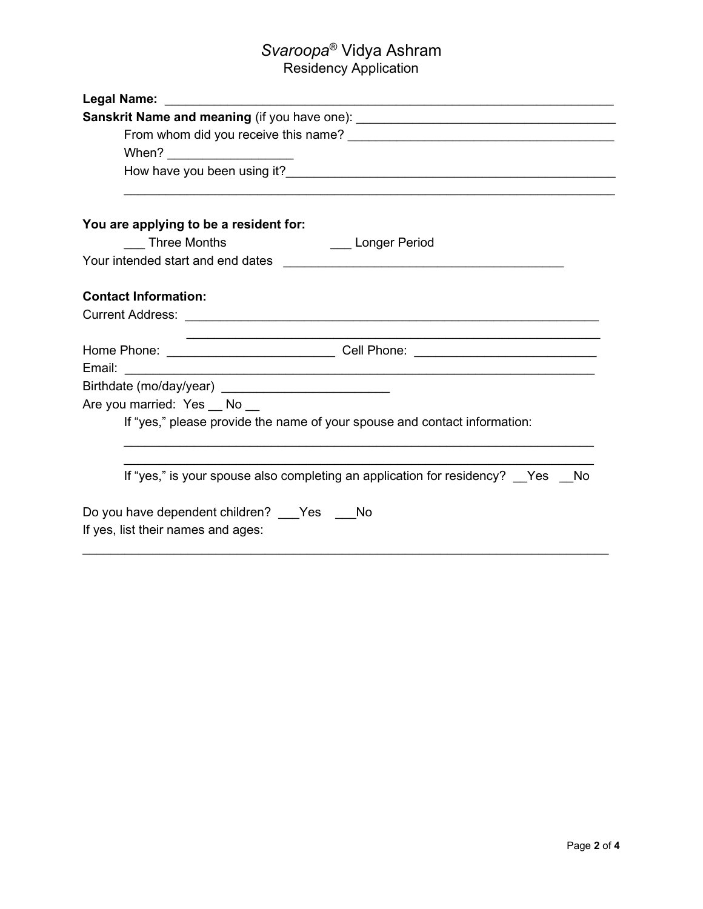# *Svaroopa*® Vidya Ashram

## Residency Application

**Legal Name:** ____________________________________________________________________

**Sanskrit Name and meaning** (if you have one): ____________________________________

From whom did you receive this name? ______________________________________

When? __________________

How have you been using it?________________________________________________

__________________________________________________________________________

**You are applying to be a resident for:**

___ Three Months ___ Longer Period

Your intended start and end dates __________________________________________

**Contact Information:**

Current Address: ______________________________________________________________

______________________________________________________________

Home Phone: ________________________ Cell Phone: __________________________

Email: ______________________________________________________________________

Birthdate (mo/day/year) ________________________

Are you married: Yes __ No __

If “yes,” please provide the name of your spouse and contact information:

______________________________________________________________________

______________________________________________________________________

If “yes,” is your spouse also completing an application for residency? __Yes __No

Do you have dependent children? ___Yes ___No

If yes, list their names and ages:

_____________________________________________________________________________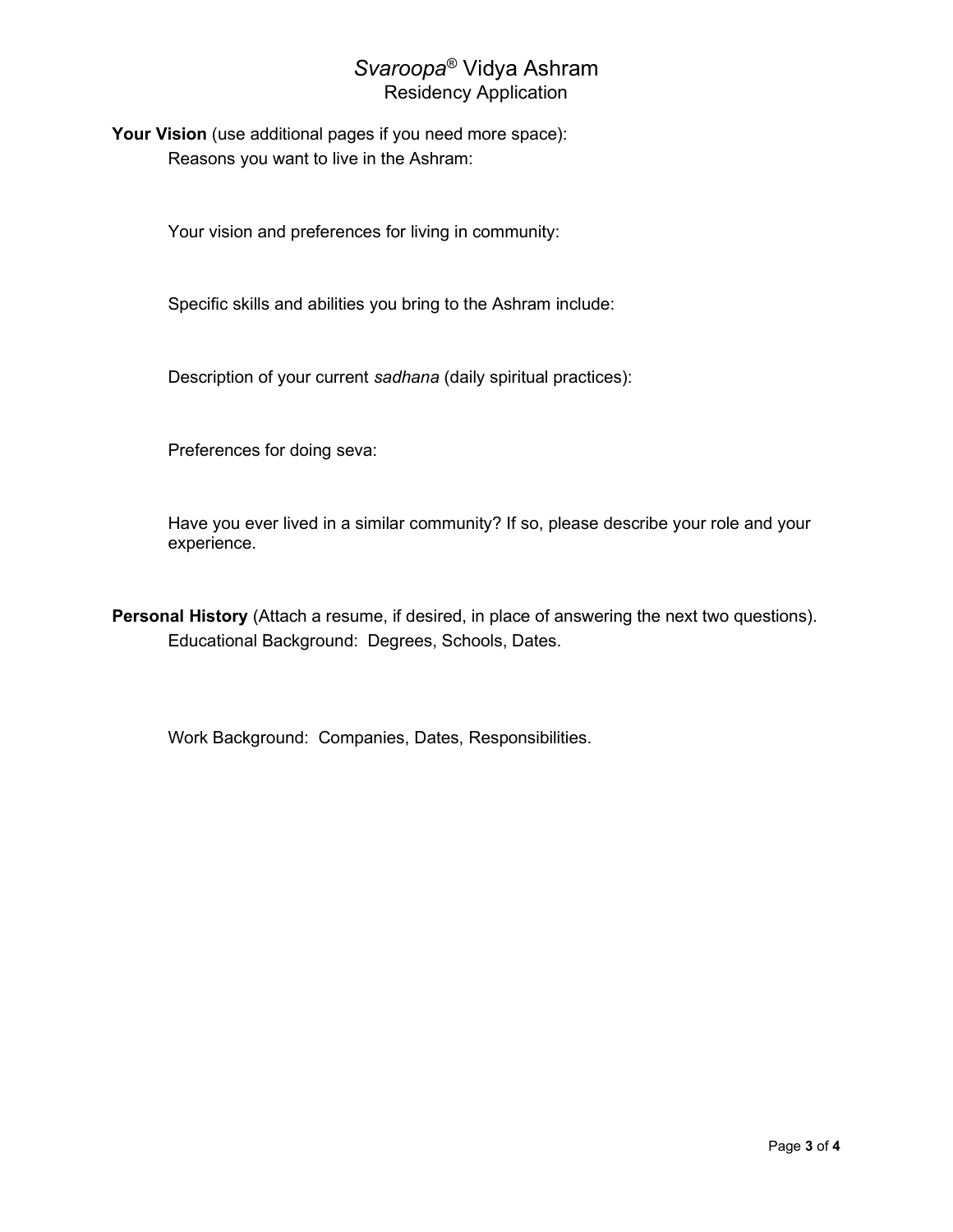# *Svaroopa*® Vidya Ashram

## Residency Application

**Your Vision** (use additional pages if you need more space):

Reasons you want to live in the Ashram:

Your vision and preferences for living in community:

Specific skills and abilities you bring to the Ashram include:

Description of your current *sadhana* (daily spiritual practices):

Preferences for doing seva:

Have you ever lived in a similar community? If so, please describe your role and your experience.

**Personal History** (Attach a resume, if desired, in place of answering the next two questions).

Educational Background: Degrees, Schools, Dates.

Work Background: Companies, Dates, Responsibilities.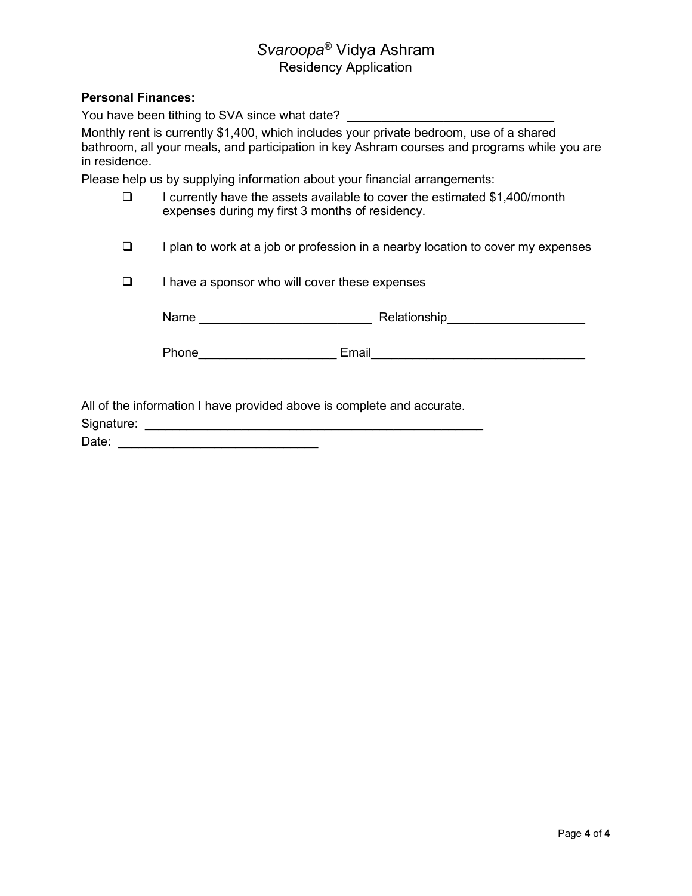**Personal Finances:**

You have been tithing to SVA since what date? ______________________________

Monthly rent is currently $1,400, which includes your private bedroom, use of a shared bathroom, all your meals, and participation in key Ashram courses and programs while you are in residence.

Please help us by supplying information about your financial arrangements:

- ☐ I currently have the assets available to cover the estimated $1,400/month expenses during my first 3 months of residency.

- ☐ I plan to work at a job or profession in a nearby location to cover my expenses

- ☐ I have a sponsor who will cover these expenses

  Name _________________________ Relationship____________________

  Phone____________________ Email_______________________________

All of the information I have provided above is complete and accurate.

Signature: ___________________________________________________

Date: _____________________________